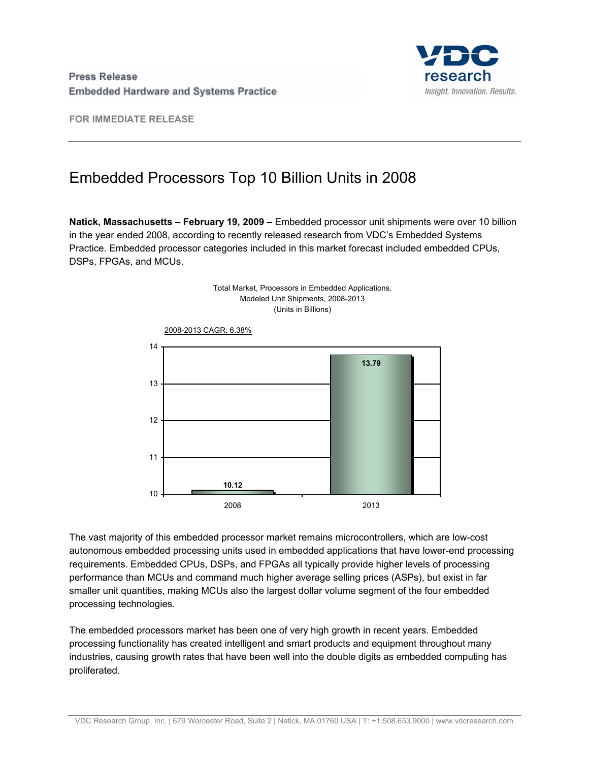Press Release
Embedded Hardware and Systems Practice

VDC research
*Insight. Innovation. Results.*

**FOR IMMEDIATE RELEASE**

# Embedded Processors Top 10 Billion Units in 2008

**Natick, Massachusetts – February 19, 2009 –** Embedded processor unit shipments were over 10 billion in the year ended 2008, according to recently released research from VDC's Embedded Systems Practice. Embedded processor categories included in this market forecast included embedded CPUs, DSPs, FPGAs, and MCUs.

Total Market, Processors in Embedded Applications,
Modeled Unit Shipments, 2008-2013
(Units in Billions)

2008-2013 CAGR: 6.38%

| Year | Units (Billions) |
|---|---|
| 2008 | 10.12 |
| 2013 | 13.79 |

The vast majority of this embedded processor market remains microcontrollers, which are low-cost autonomous embedded processing units used in embedded applications that have lower-end processing requirements. Embedded CPUs, DSPs, and FPGAs all typically provide higher levels of processing performance than MCUs and command much higher average selling prices (ASPs), but exist in far smaller unit quantities, making MCUs also the largest dollar volume segment of the four embedded processing technologies.

The embedded processors market has been one of very high growth in recent years. Embedded processing functionality has created intelligent and smart products and equipment throughout many industries, causing growth rates that have been well into the double digits as embedded computing has proliferated.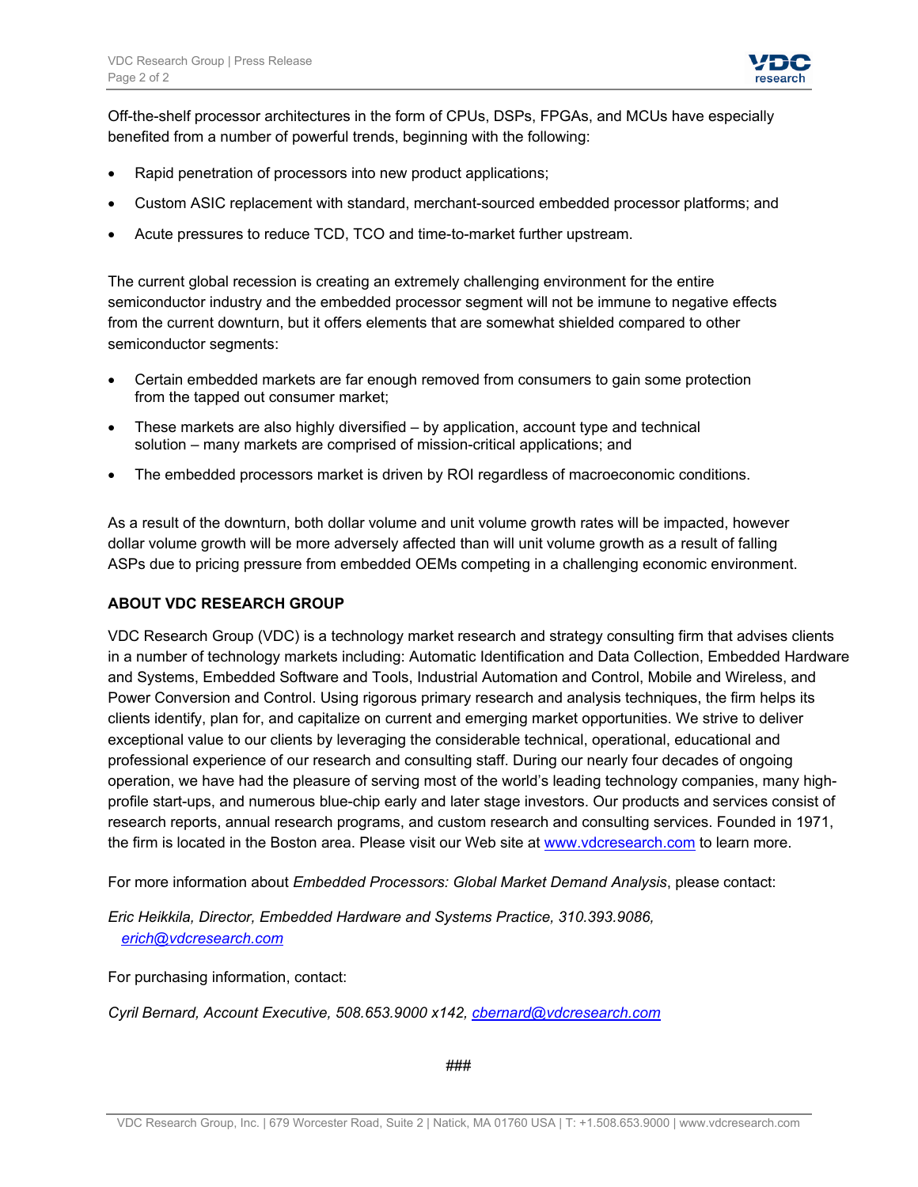Off-the-shelf processor architectures in the form of CPUs, DSPs, FPGAs, and MCUs have especially benefited from a number of powerful trends, beginning with the following:

- Rapid penetration of processors into new product applications;
- Custom ASIC replacement with standard, merchant-sourced embedded processor platforms; and
- Acute pressures to reduce TCD, TCO and time-to-market further upstream.

The current global recession is creating an extremely challenging environment for the entire semiconductor industry and the embedded processor segment will not be immune to negative effects from the current downturn, but it offers elements that are somewhat shielded compared to other semiconductor segments:

- Certain embedded markets are far enough removed from consumers to gain some protection from the tapped out consumer market;
- These markets are also highly diversified – by application, account type and technical solution – many markets are comprised of mission-critical applications; and
- The embedded processors market is driven by ROI regardless of macroeconomic conditions.

As a result of the downturn, both dollar volume and unit volume growth rates will be impacted, however dollar volume growth will be more adversely affected than will unit volume growth as a result of falling ASPs due to pricing pressure from embedded OEMs competing in a challenging economic environment.

**ABOUT VDC RESEARCH GROUP**

VDC Research Group (VDC) is a technology market research and strategy consulting firm that advises clients in a number of technology markets including: Automatic Identification and Data Collection, Embedded Hardware and Systems, Embedded Software and Tools, Industrial Automation and Control, Mobile and Wireless, and Power Conversion and Control. Using rigorous primary research and analysis techniques, the firm helps its clients identify, plan for, and capitalize on current and emerging market opportunities. We strive to deliver exceptional value to our clients by leveraging the considerable technical, operational, educational and professional experience of our research and consulting staff. During our nearly four decades of ongoing operation, we have had the pleasure of serving most of the world's leading technology companies, many high-profile start-ups, and numerous blue-chip early and later stage investors. Our products and services consist of research reports, annual research programs, and custom research and consulting services. Founded in 1971, the firm is located in the Boston area. Please visit our Web site at www.vdcresearch.com to learn more.

For more information about *Embedded Processors: Global Market Demand Analysis*, please contact:

*Eric Heikkila, Director, Embedded Hardware and Systems Practice, 310.393.9086, erich@vdcresearch.com*

For purchasing information, contact:

*Cyril Bernard, Account Executive, 508.653.9000 x142, cbernard@vdcresearch.com*

###